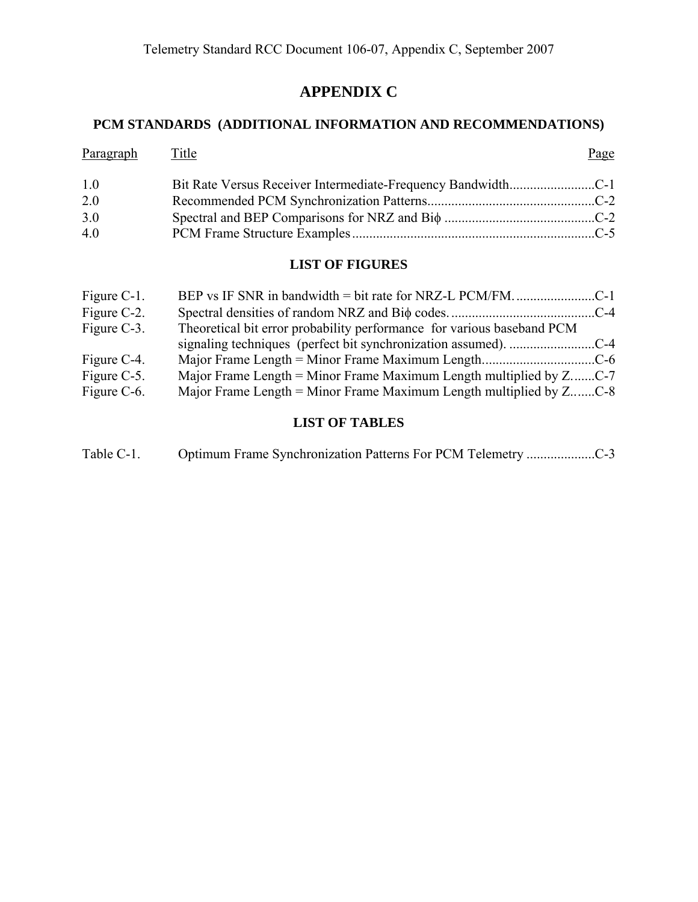# APPENDIX C

## PCM STANDARDS (ADDITIONAL INFORMATION AND RECOMMENDATIONS)

| Paragraph | Title | Page |
|---|---|---|
| 1.0 | Bit Rate Versus Receiver Intermediate-Frequency Bandwidth | C-1 |
| 2.0 | Recommended PCM Synchronization Patterns | C-2 |
| 3.0 | Spectral and BEP Comparisons for NRZ and Biϕ | C-2 |
| 4.0 | PCM Frame Structure Examples | C-5 |

### LIST OF FIGURES

| | | |
|---|---|---|
| Figure C-1. | BEP vs IF SNR in bandwidth = bit rate for NRZ-L PCM/FM. | C-1 |
| Figure C-2. | Spectral densities of random NRZ and Biϕ codes. | C-4 |
| Figure C-3. | Theoretical bit error probability performance for various baseband PCM signaling techniques (perfect bit synchronization assumed). | C-4 |
| Figure C-4. | Major Frame Length = Minor Frame Maximum Length. | C-6 |
| Figure C-5. | Major Frame Length = Minor Frame Maximum Length multiplied by Z. | C-7 |
| Figure C-6. | Major Frame Length = Minor Frame Maximum Length multiplied by Z. | C-8 |

### LIST OF TABLES

| | | |
|---|---|---|
| Table C-1. | Optimum Frame Synchronization Patterns For PCM Telemetry | C-3 |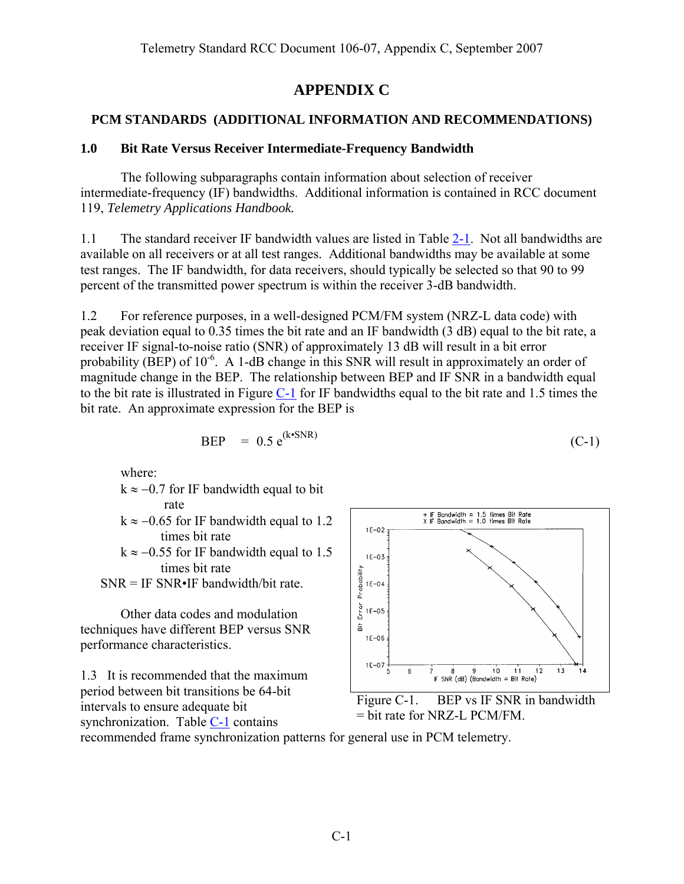# APPENDIX C

## PCM STANDARDS (ADDITIONAL INFORMATION AND RECOMMENDATIONS)

### 1.0 Bit Rate Versus Receiver Intermediate-Frequency Bandwidth

The following subparagraphs contain information about selection of receiver intermediate-frequency (IF) bandwidths. Additional information is contained in RCC document 119, *Telemetry Applications Handbook.*

1.1 The standard receiver IF bandwidth values are listed in Table 2-1. Not all bandwidths are available on all receivers or at all test ranges. Additional bandwidths may be available at some test ranges. The IF bandwidth, for data receivers, should typically be selected so that 90 to 99 percent of the transmitted power spectrum is within the receiver 3-dB bandwidth.

1.2 For reference purposes, in a well-designed PCM/FM system (NRZ-L data code) with peak deviation equal to 0.35 times the bit rate and an IF bandwidth (3 dB) equal to the bit rate, a receiver IF signal-to-noise ratio (SNR) of approximately 13 dB will result in a bit error probability (BEP) of $10^{-6}$. A 1-dB change in this SNR will result in approximately an order of magnitude change in the BEP. The relationship between BEP and IF SNR in a bandwidth equal to the bit rate is illustrated in Figure C-1 for IF bandwidths equal to the bit rate and 1.5 times the bit rate. An approximate expression for the BEP is

$$\text{BEP} = 0.5\, e^{(k \cdot \text{SNR})} \tag{C-1}$$

where:

$k \approx -0.7$ for IF bandwidth equal to bit rate

$k \approx -0.65$ for IF bandwidth equal to 1.2 times bit rate

$k \approx -0.55$ for IF bandwidth equal to 1.5 times bit rate

SNR = IF SNR•IF bandwidth/bit rate.

Other data codes and modulation techniques have different BEP versus SNR performance characteristics.

Figure C-1. BEP vs IF SNR in bandwidth = bit rate for NRZ-L PCM/FM.

1.3 It is recommended that the maximum period between bit transitions be 64-bit intervals to ensure adequate bit synchronization. Table C-1 contains recommended frame synchronization patterns for general use in PCM telemetry.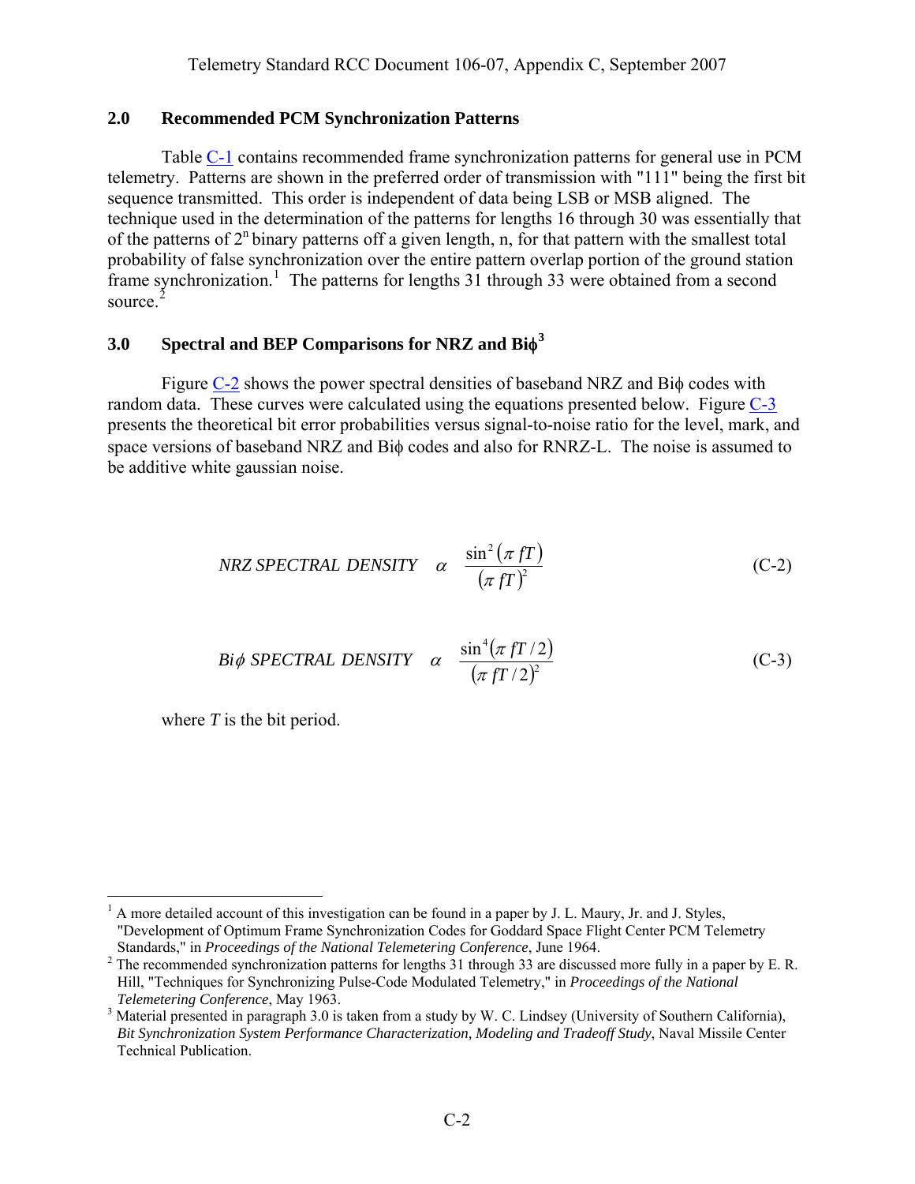## 2.0 Recommended PCM Synchronization Patterns

Table C-1 contains recommended frame synchronization patterns for general use in PCM telemetry. Patterns are shown in the preferred order of transmission with "111" being the first bit sequence transmitted. This order is independent of data being LSB or MSB aligned. The technique used in the determination of the patterns for lengths 16 through 30 was essentially that of the patterns of $2^n$ binary patterns off a given length, n, for that pattern with the smallest total probability of false synchronization over the entire pattern overlap portion of the ground station frame synchronization.[1] The patterns for lengths 31 through 33 were obtained from a second source.[2]

## 3.0 Spectral and BEP Comparisons for NRZ and Biϕ[3]

Figure C-2 shows the power spectral densities of baseband NRZ and Biϕ codes with random data. These curves were calculated using the equations presented below. Figure C-3 presents the theoretical bit error probabilities versus signal-to-noise ratio for the level, mark, and space versions of baseband NRZ and Biϕ codes and also for RNRZ-L. The noise is assumed to be additive white gaussian noise.

$$NRZ\ SPECTRAL\ DENSITY \quad \alpha \quad \frac{\sin^2(\pi fT)}{(\pi fT)^2} \tag{C-2}$$

$$Bi\phi\ SPECTRAL\ DENSITY \quad \alpha \quad \frac{\sin^4(\pi fT/2)}{(\pi fT/2)^2} \tag{C-3}$$

where $T$ is the bit period.

---

[1] A more detailed account of this investigation can be found in a paper by J. L. Maury, Jr. and J. Styles, "Development of Optimum Frame Synchronization Codes for Goddard Space Flight Center PCM Telemetry Standards," in *Proceedings of the National Telemetering Conference*, June 1964.

[2] The recommended synchronization patterns for lengths 31 through 33 are discussed more fully in a paper by E. R. Hill, "Techniques for Synchronizing Pulse-Code Modulated Telemetry," in *Proceedings of the National Telemetering Conference*, May 1963.

[3] Material presented in paragraph 3.0 is taken from a study by W. C. Lindsey (University of Southern California), *Bit Synchronization System Performance Characterization, Modeling and Tradeoff Study*, Naval Missile Center Technical Publication.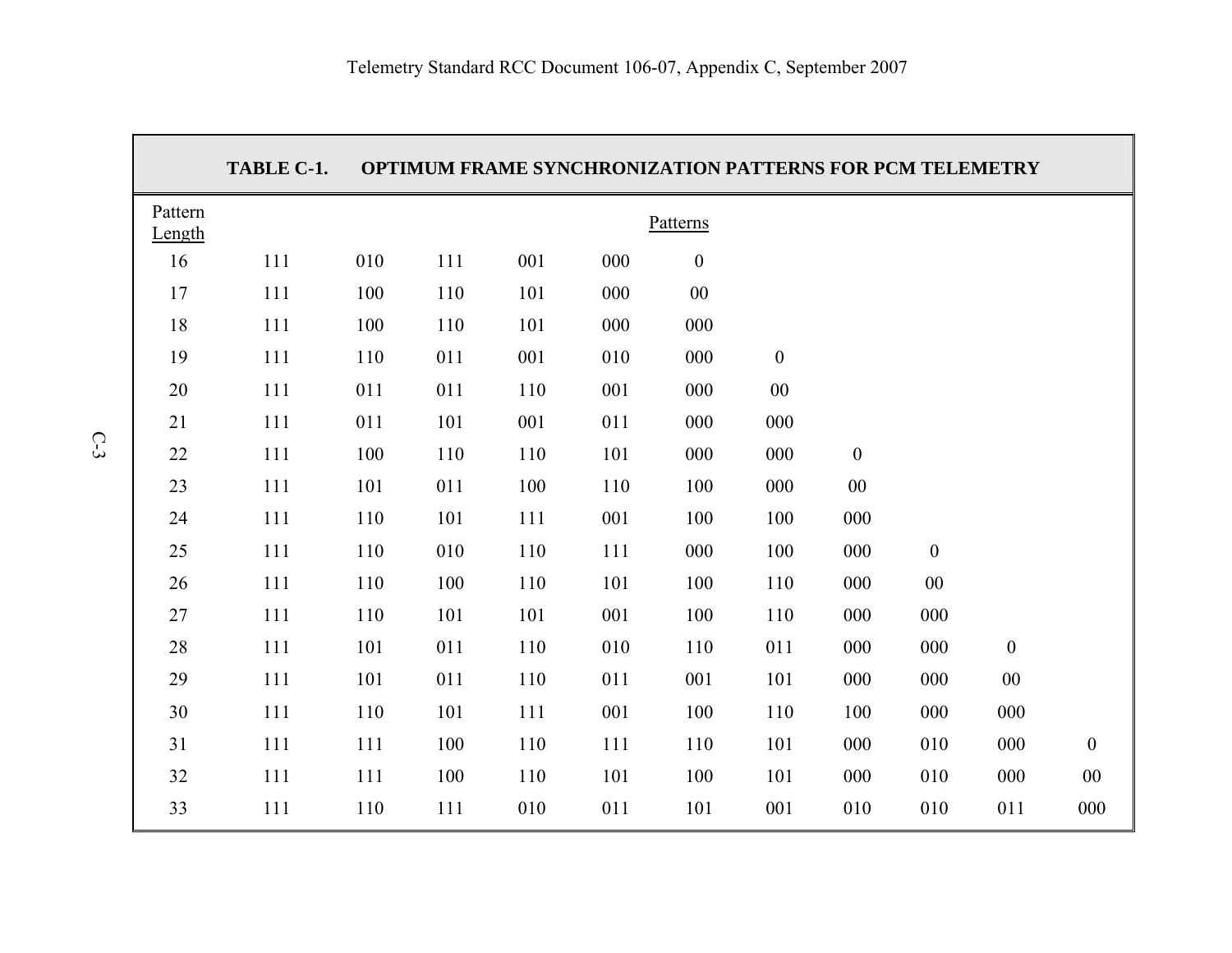**TABLE C-1. OPTIMUM FRAME SYNCHRONIZATION PATTERNS FOR PCM TELEMETRY**

| Pattern Length | Patterns | | | | | | | | | | |
|---|---|---|---|---|---|---|---|---|---|---|---|
| 16 | 111 | 010 | 111 | 001 | 000 | 0 | | | | | |
| 17 | 111 | 100 | 110 | 101 | 000 | 00 | | | | | |
| 18 | 111 | 100 | 110 | 101 | 000 | 000 | | | | | |
| 19 | 111 | 110 | 011 | 001 | 010 | 000 | 0 | | | | |
| 20 | 111 | 011 | 011 | 110 | 001 | 000 | 00 | | | | |
| 21 | 111 | 011 | 101 | 001 | 011 | 000 | 000 | | | | |
| 22 | 111 | 100 | 110 | 110 | 101 | 000 | 000 | 0 | | | |
| 23 | 111 | 101 | 011 | 100 | 110 | 100 | 000 | 00 | | | |
| 24 | 111 | 110 | 101 | 111 | 001 | 100 | 100 | 000 | | | |
| 25 | 111 | 110 | 010 | 110 | 111 | 000 | 100 | 000 | 0 | | |
| 26 | 111 | 110 | 100 | 110 | 101 | 100 | 110 | 000 | 00 | | |
| 27 | 111 | 110 | 101 | 101 | 001 | 100 | 110 | 000 | 000 | | |
| 28 | 111 | 101 | 011 | 110 | 010 | 110 | 011 | 000 | 000 | 0 | |
| 29 | 111 | 101 | 011 | 110 | 011 | 001 | 101 | 000 | 000 | 00 | |
| 30 | 111 | 110 | 101 | 111 | 001 | 100 | 110 | 100 | 000 | 000 | |
| 31 | 111 | 111 | 100 | 110 | 111 | 110 | 101 | 000 | 010 | 000 | 0 |
| 32 | 111 | 111 | 100 | 110 | 101 | 100 | 101 | 000 | 010 | 000 | 00 |
| 33 | 111 | 110 | 111 | 010 | 011 | 101 | 001 | 010 | 010 | 011 | 000 |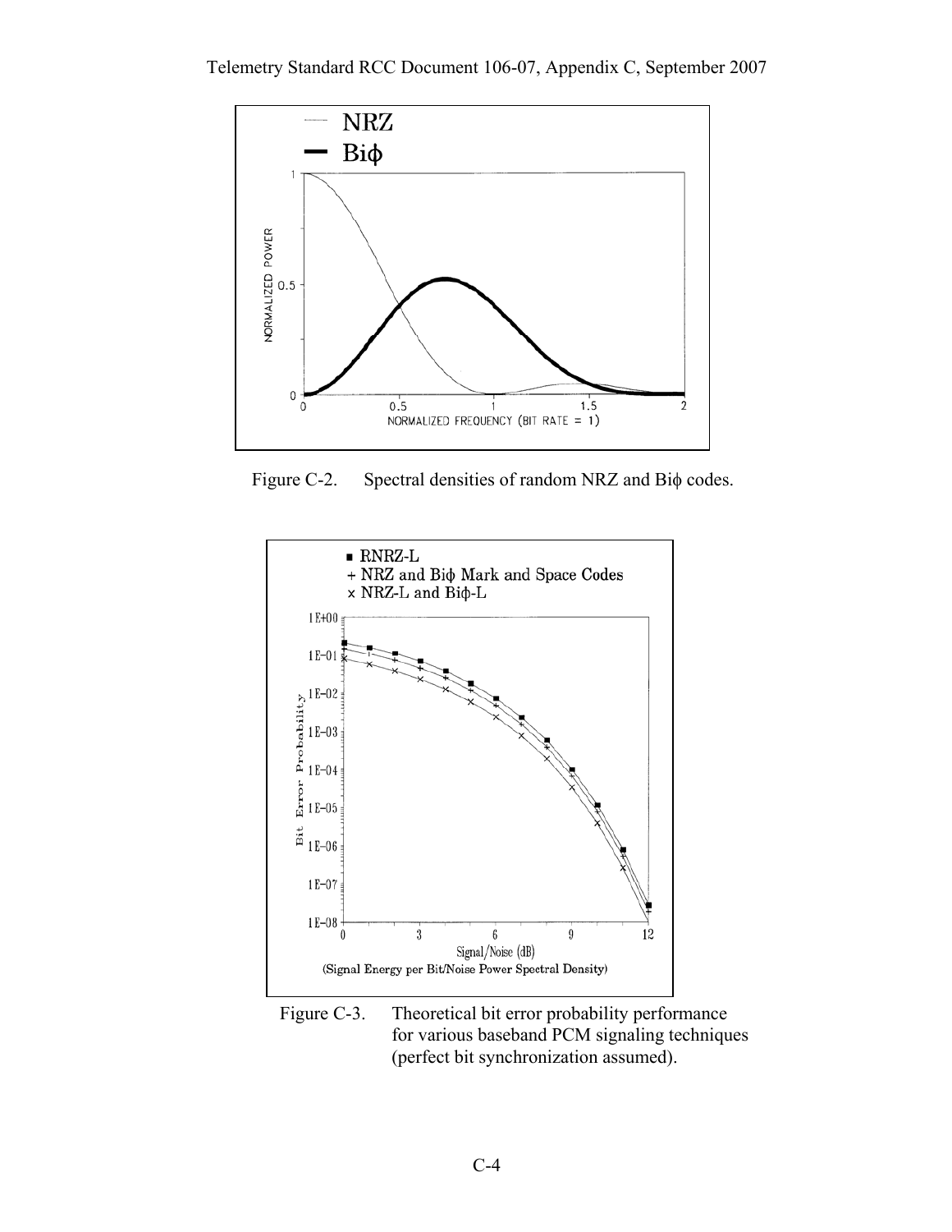Figure C-2. Spectral densities of random NRZ and Biϕ codes.

Figure C-3. Theoretical bit error probability performance for various baseband PCM signaling techniques (perfect bit synchronization assumed).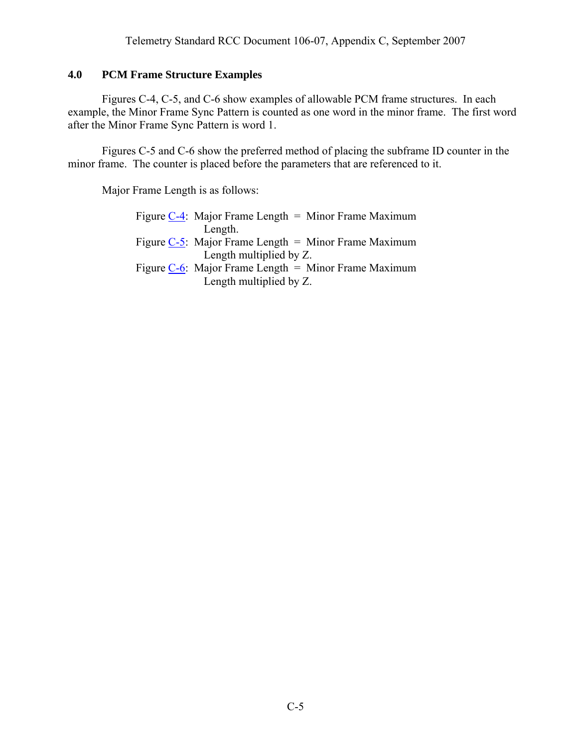## 4.0 PCM Frame Structure Examples

Figures C-4, C-5, and C-6 show examples of allowable PCM frame structures. In each example, the Minor Frame Sync Pattern is counted as one word in the minor frame. The first word after the Minor Frame Sync Pattern is word 1.

Figures C-5 and C-6 show the preferred method of placing the subframe ID counter in the minor frame. The counter is placed before the parameters that are referenced to it.

Major Frame Length is as follows:

Figure C-4: Major Frame Length = Minor Frame Maximum Length.
Figure C-5: Major Frame Length = Minor Frame Maximum Length multiplied by Z.
Figure C-6: Major Frame Length = Minor Frame Maximum Length multiplied by Z.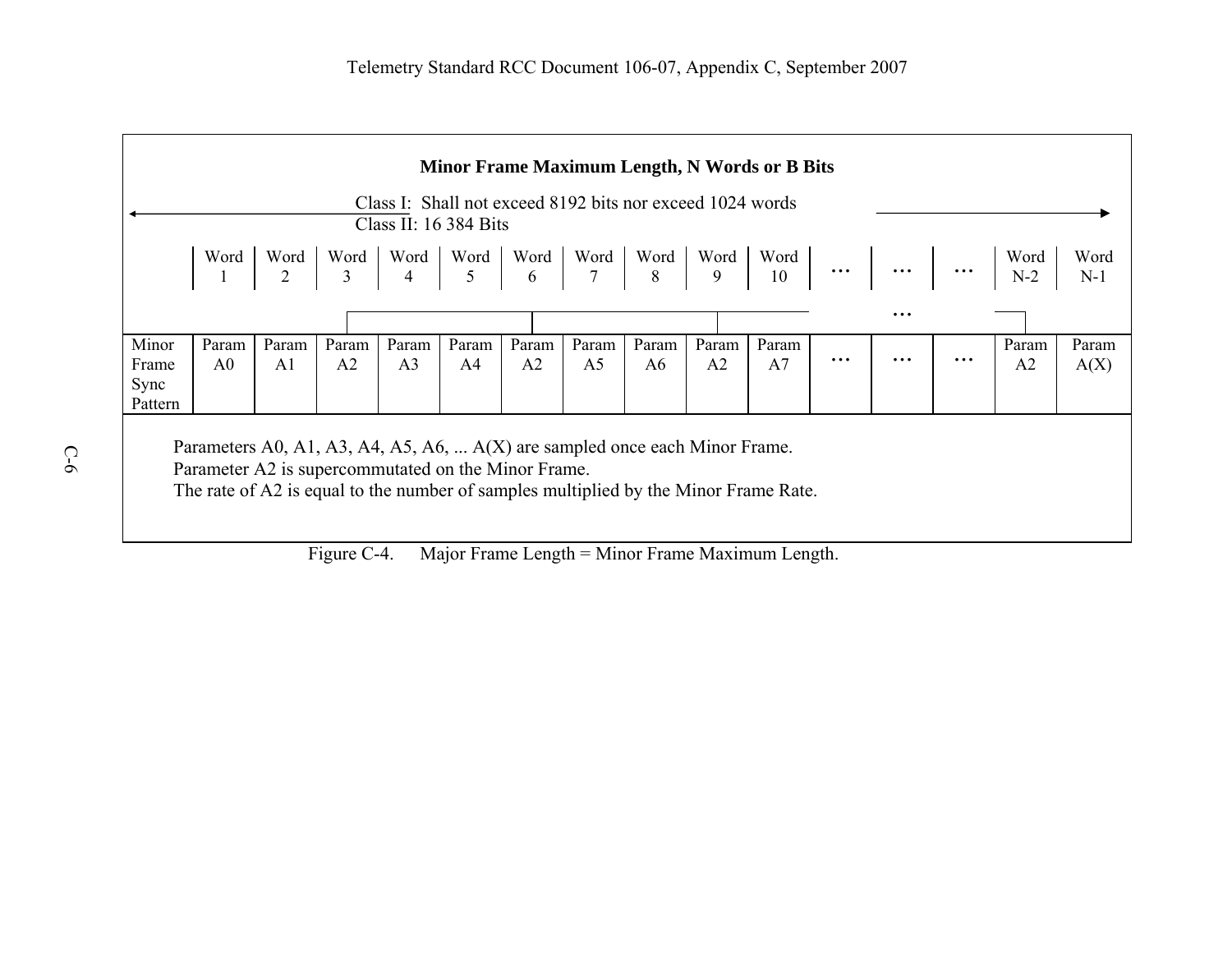**Minor Frame Maximum Length, N Words or B Bits**

Class I: Shall not exceed 8192 bits nor exceed 1024 words
Class II: 16 384 Bits

| | Word 1 | Word 2 | Word 3 | Word 4 | Word 5 | Word 6 | Word 7 | Word 8 | Word 9 | Word 10 | ... | ... | ... | Word N-2 | Word N-1 |
|---|---|---|---|---|---|---|---|---|---|---|---|---|---|---|---|
| Minor Frame Sync Pattern | Param A0 | Param A1 | Param A2 | Param A3 | Param A4 | Param A2 | Param A5 | Param A6 | Param A2 | Param A7 | ... | ... | ... | Param A2 | Param A(X) |

Parameters A0, A1, A3, A4, A5, A6, ... A(X) are sampled once each Minor Frame.
Parameter A2 is supercommutated on the Minor Frame.
The rate of A2 is equal to the number of samples multiplied by the Minor Frame Rate.

Figure C-4. Major Frame Length = Minor Frame Maximum Length.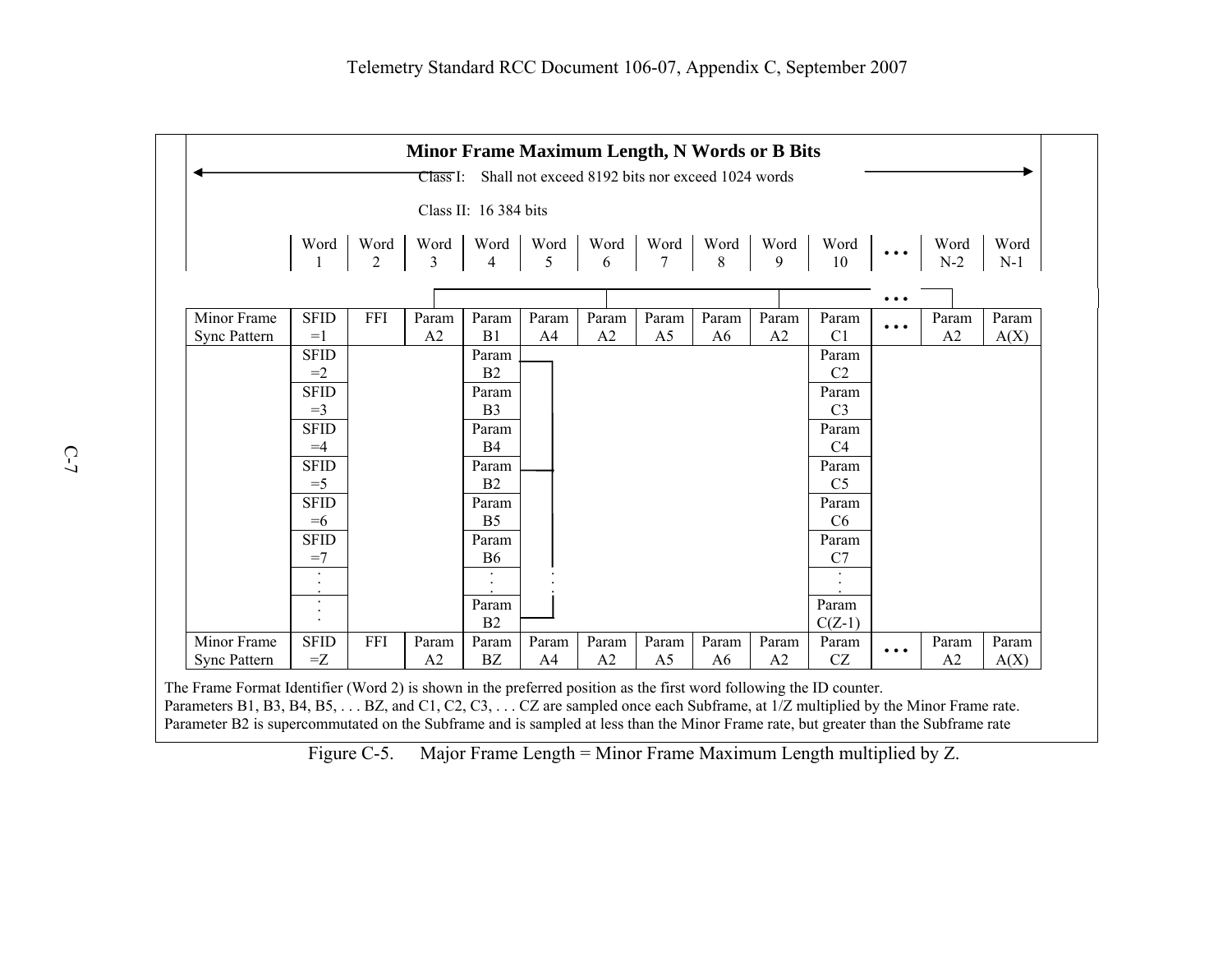**Minor Frame Maximum Length, N Words or B Bits**

Class I: Shall not exceed 8192 bits nor exceed 1024 words

Class II: 16 384 bits

| | Word 1 | Word 2 | Word 3 | Word 4 | Word 5 | Word 6 | Word 7 | Word 8 | Word 9 | Word 10 | … | Word N-2 | Word N-1 |
|---|---|---|---|---|---|---|---|---|---|---|---|---|---|
| Minor Frame Sync Pattern | SFID =1 | FFI | Param A2 | Param B1 | Param A4 | Param A2 | Param A5 | Param A6 | Param A2 | Param C1 | … | Param A2 | Param A(X) |
| | SFID =2 | | | Param B2 | | | | | | Param C2 | | | |
| | SFID =3 | | | Param B3 | | | | | | Param C3 | | | |
| | SFID =4 | | | Param B4 | | | | | | Param C4 | | | |
| | SFID =5 | | | Param B2 | | | | | | Param C5 | | | |
| | SFID =6 | | | Param B5 | | | | | | Param C6 | | | |
| | SFID =7 | | | Param B6 | | | | | | Param C7 | | | |
| | : | | | : | : | | | | | : | | | |
| | : | | | Param B2 | | | | | | Param C(Z-1) | | | |
| Minor Frame Sync Pattern | SFID =Z | FFI | Param A2 | Param BZ | Param A4 | Param A2 | Param A5 | Param A6 | Param A2 | Param CZ | … | Param A2 | Param A(X) |

The Frame Format Identifier (Word 2) is shown in the preferred position as the first word following the ID counter.
Parameters B1, B3, B4, B5, . . . BZ, and C1, C2, C3, . . . CZ are sampled once each Subframe, at 1/Z multiplied by the Minor Frame rate.
Parameter B2 is supercommutated on the Subframe and is sampled at less than the Minor Frame rate, but greater than the Subframe rate

Figure C-5. Major Frame Length = Minor Frame Maximum Length multiplied by Z.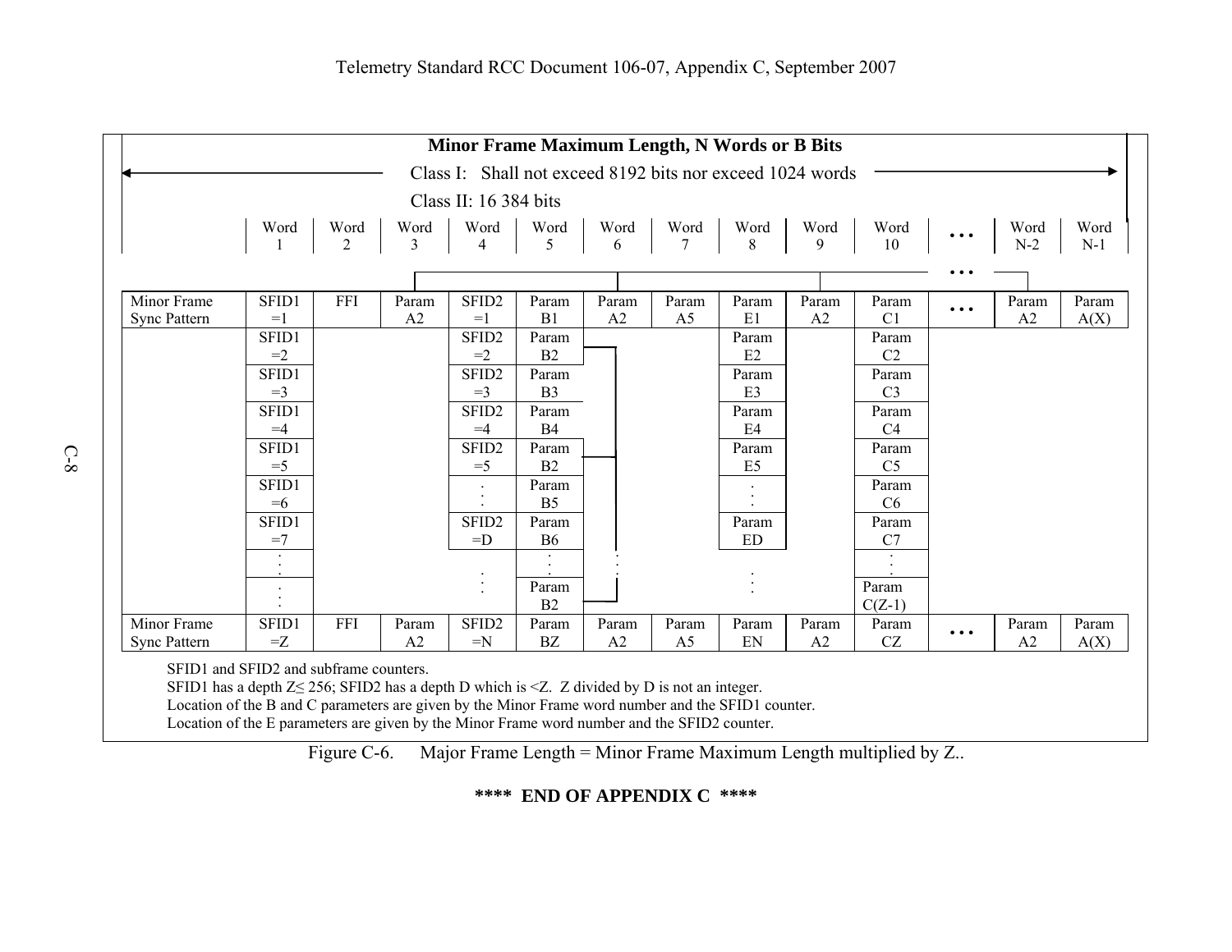**Minor Frame Maximum Length, N Words or B Bits**

Class I: Shall not exceed 8192 bits nor exceed 1024 words

Class II: 16 384 bits

| | Word 1 | Word 2 | Word 3 | Word 4 | Word 5 | Word 6 | Word 7 | Word 8 | Word 9 | Word 10 | … | Word N-2 | Word N-1 |
|---|---|---|---|---|---|---|---|---|---|---|---|---|---|
| Minor Frame Sync Pattern | SFID1 =1 | FFI | Param A2 | SFID2 =1 | Param B1 | Param A2 | Param A5 | Param E1 | Param A2 | Param C1 | … | Param A2 | Param A(X) |
| | SFID1 =2 | | | SFID2 =2 | Param B2 | | | Param E2 | | Param C2 | | | |
| | SFID1 =3 | | | SFID2 =3 | Param B3 | | | Param E3 | | Param C3 | | | |
| | SFID1 =4 | | | SFID2 =4 | Param B4 | | | Param E4 | | Param C4 | | | |
| | SFID1 =5 | | | SFID2 =5 | Param B2 | | | Param E5 | | Param C5 | | | |
| | SFID1 =6 | | | : | Param B5 | | | : | | Param C6 | | | |
| | SFID1 =7 | | | SFID2 =D | Param B6 | | | Param ED | | Param C7 | | | |
| | : | | | : | : | : | | : | | : | | | |
| | : | | | | Param B2 | | | | | Param C(Z-1) | | | |
| Minor Frame Sync Pattern | SFID1 =Z | FFI | Param A2 | SFID2 =N | Param BZ | Param A2 | Param A5 | Param EN | Param A2 | Param CZ | … | Param A2 | Param A(X) |

SFID1 and SFID2 and subframe counters.

SFID1 has a depth Z≤ 256; SFID2 has a depth D which is <Z. Z divided by D is not an integer.

Location of the B and C parameters are given by the Minor Frame word number and the SFID1 counter.

Location of the E parameters are given by the Minor Frame word number and the SFID2 counter.

Figure C-6. Major Frame Length = Minor Frame Maximum Length multiplied by Z..

**\*\*\*\* END OF APPENDIX C \*\*\*\***